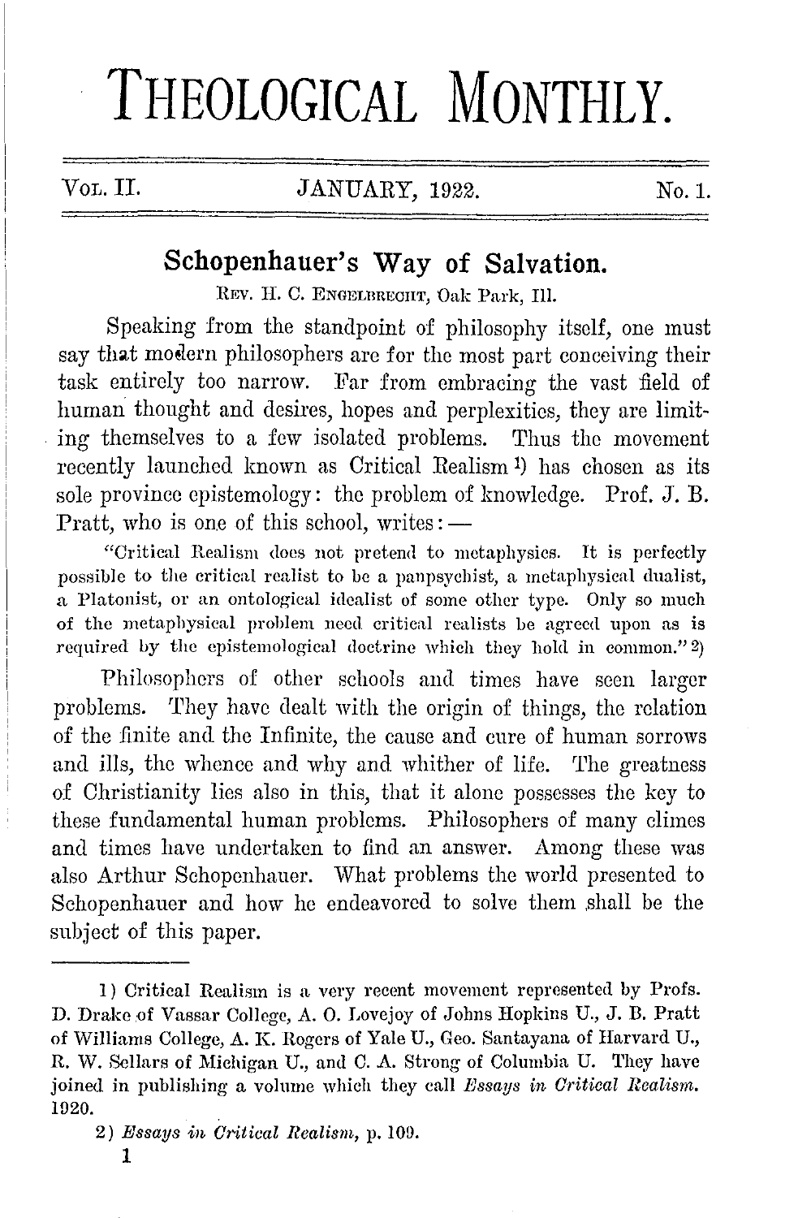# THEOLOGICAL MONTHLY.

Vol. II. JANUARY, 1922. No. 1.

## Schopenhauer's Way of Salvation.

Rev. H. C. Engelbrecht, Oak Park, Ill.

Speaking from the standpoint of philosophy itself, one must say that modern philosophers are for the most part conceiving their task entirely too narrow. Far from embracing the vast field of human thought and desires, hopes and perplexities, they are limiting themselves to a few isolated problems. Thus the movement recently launched known as Critical Realism [1] has chosen as its sole province epistemology: the problem of knowledge. Prof. J. B. Pratt, who is one of this school, writes: —

> "Critical Realism does not pretend to metaphysics. It is perfectly possible to the critical realist to be a panpsychist, a metaphysical dualist, a Platonist, or an ontological idealist of some other type. Only so much of the metaphysical problem need critical realists be agreed upon as is required by the epistemological doctrine which they hold in common." [2]

Philosophers of other schools and times have seen larger problems. They have dealt with the origin of things, the relation of the finite and the Infinite, the cause and cure of human sorrows and ills, the whence and why and whither of life. The greatness of Christianity lies also in this, that it alone possesses the key to these fundamental human problems. Philosophers of many climes and times have undertaken to find an answer. Among these was also Arthur Schopenhauer. What problems the world presented to Schopenhauer and how he endeavored to solve them shall be the subject of this paper.

---

1) Critical Realism is a very recent movement represented by Profs. D. Drake of Vassar College, A. O. Lovejoy of Johns Hopkins U., J. B. Pratt of Williams College, A. K. Rogers of Yale U., Geo. Santayana of Harvard U., R. W. Sellars of Michigan U., and C. A. Strong of Columbia U. They have joined in publishing a volume which they call *Essays in Critical Realism.* 1920.

2) *Essays in Critical Realism,* p. 109.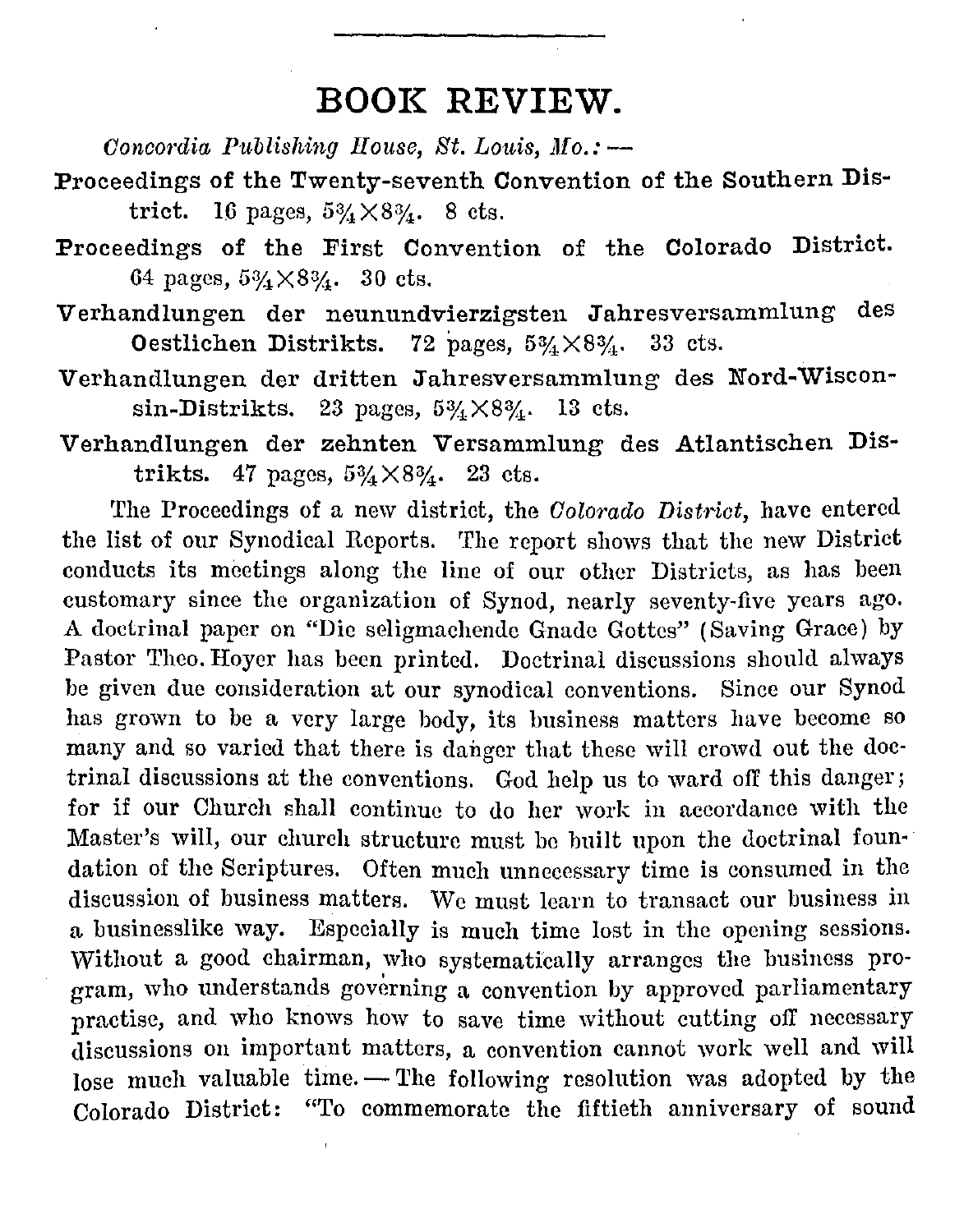## BOOK REVIEW.

*Concordia Publishing House, St. Louis, Mo.:* —

**Proceedings of the Twenty-seventh Convention of the Southern District.** 16 pages, 5¾×8¾. 8 cts.

**Proceedings of the First Convention of the Colorado District.** 64 pages, 5¾×8¾. 30 cts.

**Verhandlungen der neunundvierzigsten Jahresversammlung des Oestlichen Distrikts.** 72 pages, 5¾×8¾. 33 cts.

**Verhandlungen der dritten Jahresversammlung des Nord-Wisconsin-Distrikts.** 23 pages, 5¾×8¾. 13 cts.

**Verhandlungen der zehnten Versammlung des Atlantischen Distrikts.** 47 pages, 5¾×8¾. 23 cts.

The Proceedings of a new district, the *Colorado District,* have entered the list of our Synodical Reports. The report shows that the new District conducts its meetings along the line of our other Districts, as has been customary since the organization of Synod, nearly seventy-five years ago. A doctrinal paper on "Die seligmachende Gnade Gottes" (Saving Grace) by Pastor Theo. Hoyer has been printed. Doctrinal discussions should always be given due consideration at our synodical conventions. Since our Synod has grown to be a very large body, its business matters have become so many and so varied that there is danger that these will crowd out the doctrinal discussions at the conventions. God help us to ward off this danger; for if our Church shall continue to do her work in accordance with the Master's will, our church structure must be built upon the doctrinal foundation of the Scriptures. Often much unnecessary time is consumed in the discussion of business matters. We must learn to transact our business in a businesslike way. Especially is much time lost in the opening sessions. Without a good chairman, who systematically arranges the business program, who understands governing a convention by approved parliamentary practise, and who knows how to save time without cutting off necessary discussions on important matters, a convention cannot work well and will lose much valuable time. — The following resolution was adopted by the Colorado District: "To commemorate the fiftieth anniversary of sound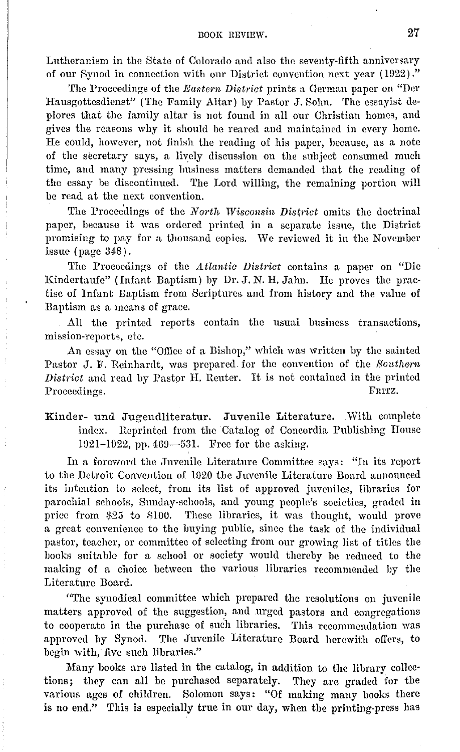Lutheranism in the State of Colorado and also the seventy-fifth anniversary of our Synod in connection with our District convention next year (1922)."

The Proceedings of the *Eastern District* prints a German paper on "Der Hausgottesdienst" (The Family Altar) by Pastor J. Sohn. The essayist deplores that the family altar is not found in all our Christian homes, and gives the reasons why it should be reared and maintained in every home. He could, however, not finish the reading of his paper, because, as a note of the secretary says, a lively discussion on the subject consumed much time, and many pressing business matters demanded that the reading of the essay be discontinued. The Lord willing, the remaining portion will be read at the next convention.

The Proceedings of the *North Wisconsin District* omits the doctrinal paper, because it was ordered printed in a separate issue, the District promising to pay for a thousand copies. We reviewed it in the November issue (page 348).

The Proceedings of the *Atlantic District* contains a paper on "Die Kindertaufe" (Infant Baptism) by Dr. J. N. H. Jahn. He proves the practise of Infant Baptism from Scriptures and from history and the value of Baptism as a means of grace.

All the printed reports contain the usual business transactions, mission-reports, etc.

An essay on the "Office of a Bishop," which was written by the sainted Pastor J. F. Reinhardt, was prepared for the convention of the *Southern District* and read by Pastor H. Reuter. It is not contained in the printed Proceedings.

FRITZ.

**Kinder- und Jugendliteratur. Juvenile Literature.** With complete index. Reprinted from the Catalog of Concordia Publishing House 1921–1922, pp. 469—531. Free for the asking.

In a foreword the Juvenile Literature Committee says: "In its report to the Detroit Convention of 1920 the Juvenile Literature Board announced its intention to select, from its list of approved juveniles, libraries for parochial schools, Sunday-schools, and young people's societies, graded in price from $25 to $100. These libraries, it was thought, would prove a great convenience to the buying public, since the task of the individual pastor, teacher, or committee of selecting from our growing list of titles the books suitable for a school or society would thereby be reduced to the making of a choice between the various libraries recommended by the Literature Board.

"The synodical committee which prepared the resolutions on juvenile matters approved of the suggestion, and urged pastors and congregations to cooperate in the purchase of such libraries. This recommendation was approved by Synod. The Juvenile Literature Board herewith offers, to begin with, five such libraries."

Many books are listed in the catalog, in addition to the library collections; they can all be purchased separately. They are graded for the various ages of children. Solomon says: "Of making many books there is no end." This is especially true in our day, when the printing-press has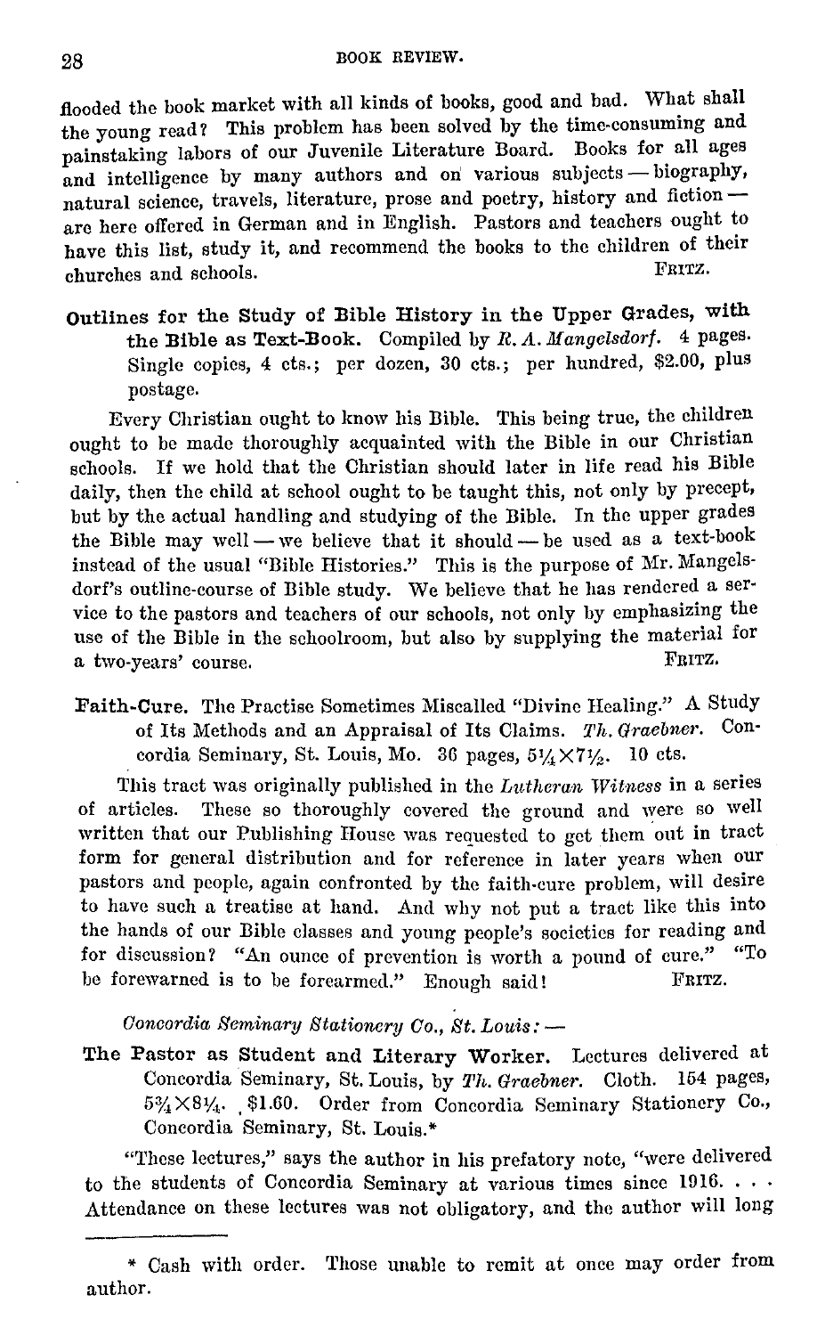flooded the book market with all kinds of books, good and bad. What shall the young read? This problem has been solved by the time-consuming and painstaking labors of our Juvenile Literature Board. Books for all ages and intelligence by many authors and on various subjects — biography, natural science, travels, literature, prose and poetry, history and fiction — are here offered in German and in English. Pastors and teachers ought to have this list, study it, and recommend the books to the children of their churches and schools. FRITZ.

**Outlines for the Study of Bible History in the Upper Grades, with the Bible as Text-Book.** Compiled by *R. A. Mangelsdorf.* 4 pages. Single copies, 4 cts.; per dozen, 30 cts.; per hundred, $2.00, plus postage.

Every Christian ought to know his Bible. This being true, the children ought to be made thoroughly acquainted with the Bible in our Christian schools. If we hold that the Christian should later in life read his Bible daily, then the child at school ought to be taught this, not only by precept, but by the actual handling and studying of the Bible. In the upper grades the Bible may well — we believe that it should — be used as a text-book instead of the usual "Bible Histories." This is the purpose of Mr. Mangelsdorf's outline-course of Bible study. We believe that he has rendered a service to the pastors and teachers of our schools, not only by emphasizing the use of the Bible in the schoolroom, but also by supplying the material for a two-years' course. FRITZ.

**Faith-Cure.** The Practise Sometimes Miscalled "Divine Healing." A Study of Its Methods and an Appraisal of Its Claims. *Th. Graebner.* Concordia Seminary, St. Louis, Mo. 36 pages, 5¼×7½. 10 cts.

This tract was originally published in the *Lutheran Witness* in a series of articles. These so thoroughly covered the ground and were so well written that our Publishing House was requested to get them out in tract form for general distribution and for reference in later years when our pastors and people, again confronted by the faith-cure problem, will desire to have such a treatise at hand. And why not put a tract like this into the hands of our Bible classes and young people's societies for reading and for discussion? "An ounce of prevention is worth a pound of cure." "To be forewarned is to be forearmed." Enough said! FRITZ.

*Concordia Seminary Stationery Co., St. Louis:* —

**The Pastor as Student and Literary Worker.** Lectures delivered at Concordia Seminary, St. Louis, by *Th. Graebner.* Cloth. 154 pages, 5¾×8¼. $1.60. Order from Concordia Seminary Stationery Co., Concordia Seminary, St. Louis.*

"These lectures," says the author in his prefatory note, "were delivered to the students of Concordia Seminary at various times since 1916. . . . Attendance on these lectures was not obligatory, and the author will long

---

\* Cash with order. Those unable to remit at once may order from author.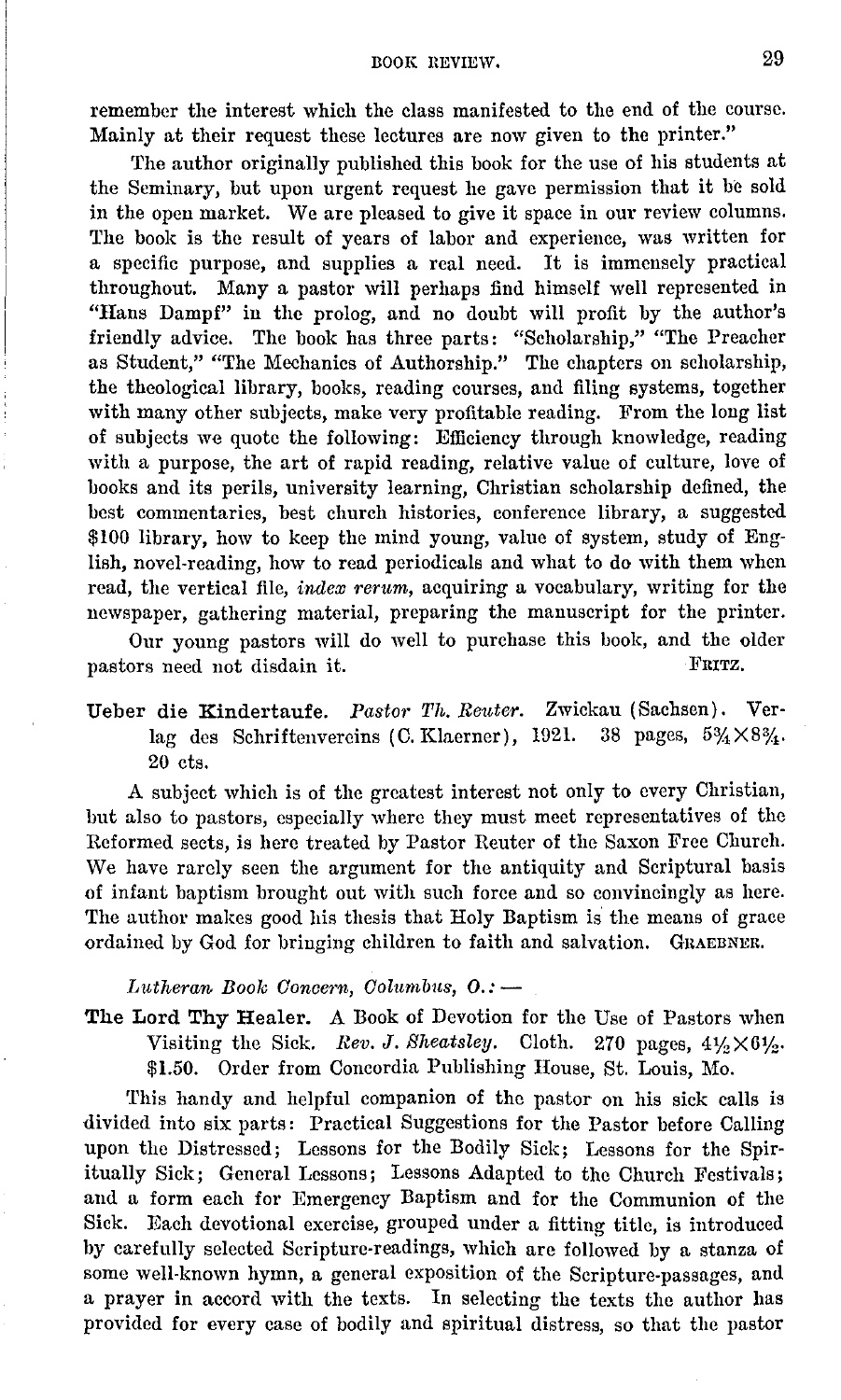remember the interest which the class manifested to the end of the course. Mainly at their request these lectures are now given to the printer."

The author originally published this book for the use of his students at the Seminary, but upon urgent request he gave permission that it be sold in the open market. We are pleased to give it space in our review columns. The book is the result of years of labor and experience, was written for a specific purpose, and supplies a real need. It is immensely practical throughout. Many a pastor will perhaps find himself well represented in "Hans Dampf" in the prolog, and no doubt will profit by the author's friendly advice. The book has three parts: "Scholarship," "The Preacher as Student," "The Mechanics of Authorship." The chapters on scholarship, the theological library, books, reading courses, and filing systems, together with many other subjects, make very profitable reading. From the long list of subjects we quote the following: Efficiency through knowledge, reading with a purpose, the art of rapid reading, relative value of culture, love of books and its perils, university learning, Christian scholarship defined, the best commentaries, best church histories, conference library, a suggested $100 library, how to keep the mind young, value of system, study of English, novel-reading, how to read periodicals and what to do with them when read, the vertical file, *index rerum*, acquiring a vocabulary, writing for the newspaper, gathering material, preparing the manuscript for the printer.

Our young pastors will do well to purchase this book, and the older pastors need not disdain it. FRITZ.

**Ueber die Kindertaufe.** *Pastor Th. Reuter.* Zwickau (Sachsen). Verlag des Schriftenvereins (C. Klaerner), 1921. 38 pages, 5¾×8¾. 20 cts.

A subject which is of the greatest interest not only to every Christian, but also to pastors, especially where they must meet representatives of the Reformed sects, is here treated by Pastor Reuter of the Saxon Free Church. We have rarely seen the argument for the antiquity and Scriptural basis of infant baptism brought out with such force and so convincingly as here. The author makes good his thesis that Holy Baptism is the means of grace ordained by God for bringing children to faith and salvation. GRAEBNER.

*Lutheran Book Concern, Columbus, O.:* —

**The Lord Thy Healer.** A Book of Devotion for the Use of Pastors when Visiting the Sick. *Rev. J. Sheatsley.* Cloth. 270 pages, 4½×6½. $1.50. Order from Concordia Publishing House, St. Louis, Mo.

This handy and helpful companion of the pastor on his sick calls is divided into six parts: Practical Suggestions for the Pastor before Calling upon the Distressed; Lessons for the Bodily Sick; Lessons for the Spiritually Sick; General Lessons; Lessons Adapted to the Church Festivals; and a form each for Emergency Baptism and for the Communion of the Sick. Each devotional exercise, grouped under a fitting title, is introduced by carefully selected Scripture-readings, which are followed by a stanza of some well-known hymn, a general exposition of the Scripture-passages, and a prayer in accord with the texts. In selecting the texts the author has provided for every case of bodily and spiritual distress, so that the pastor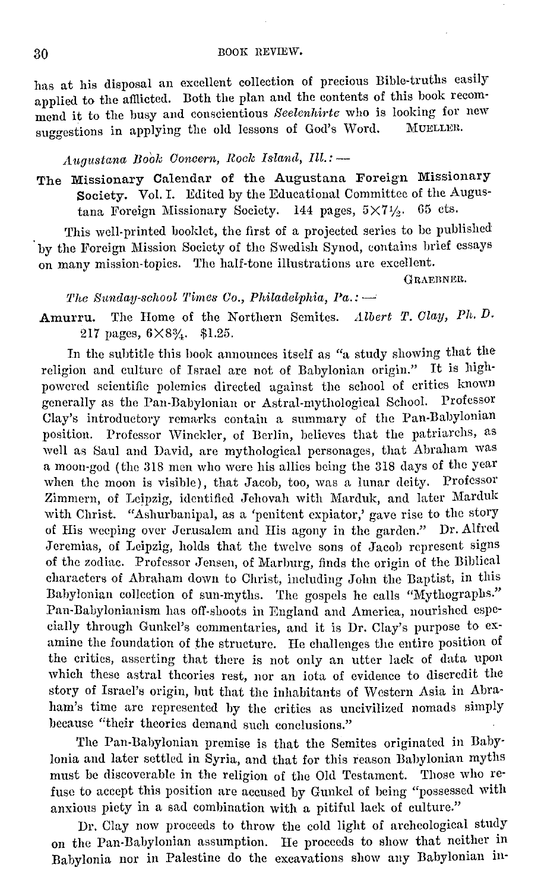has at his disposal an excellent collection of precious Bible-truths easily applied to the afflicted. Both the plan and the contents of this book recommend it to the busy and conscientious *Seelenhirte* who is looking for new suggestions in applying the old lessons of God's Word. MUELLER.

*Augustana Book Concern, Rock Island, Ill.:* —

**The Missionary Calendar of the Augustana Foreign Missionary Society.** Vol. I. Edited by the Educational Committee of the Augustana Foreign Missionary Society. 144 pages, 5×7½. 65 cts.

This well-printed booklet, the first of a projected series to be published by the Foreign Mission Society of the Swedish Synod, contains brief essays on many mission-topics. The half-tone illustrations are excellent.

GRAEBNER.

*The Sunday-school Times Co., Philadelphia, Pa.:* —

**Amurru.** The Home of the Northern Semites. *Albert T. Clay, Ph. D.* 217 pages, 6×8¾. $1.25.

In the subtitle this book announces itself as "a study showing that the religion and culture of Israel are not of Babylonian origin." It is high-powered scientific polemics directed against the school of critics known generally as the Pan-Babylonian or Astral-mythological School. Professor Clay's introductory remarks contain a summary of the Pan-Babylonian position. Professor Winckler, of Berlin, believes that the patriarchs, as well as Saul and David, are mythological personages, that Abraham was a moon-god (the 318 men who were his allies being the 318 days of the year when the moon is visible), that Jacob, too, was a lunar deity. Professor Zimmern, of Leipzig, identified Jehovah with Marduk, and later Marduk with Christ. "Ashurbanipal, as a 'penitent expiator,' gave rise to the story of His weeping over Jerusalem and His agony in the garden." Dr. Alfred Jeremias, of Leipzig, holds that the twelve sons of Jacob represent signs of the zodiac. Professor Jensen, of Marburg, finds the origin of the Biblical characters of Abraham down to Christ, including John the Baptist, in this Babylonian collection of sun-myths. The gospels he calls "Mythographs." Pan-Babylonianism has off-shoots in England and America, nourished especially through Gunkel's commentaries, and it is Dr. Clay's purpose to examine the foundation of the structure. He challenges the entire position of the critics, asserting that there is not only an utter lack of data upon which these astral theories rest, nor an iota of evidence to discredit the story of Israel's origin, but that the inhabitants of Western Asia in Abraham's time are represented by the critics as uncivilized nomads simply because "their theories demand such conclusions."

The Pan-Babylonian premise is that the Semites originated in Babylonia and later settled in Syria, and that for this reason Babylonian myths must be discoverable in the religion of the Old Testament. Those who refuse to accept this position are accused by Gunkel of being "possessed with anxious piety in a sad combination with a pitiful lack of culture."

Dr. Clay now proceeds to throw the cold light of archeological study on the Pan-Babylonian assumption. He proceeds to show that neither in Babylonia nor in Palestine do the excavations show any Babylonian in-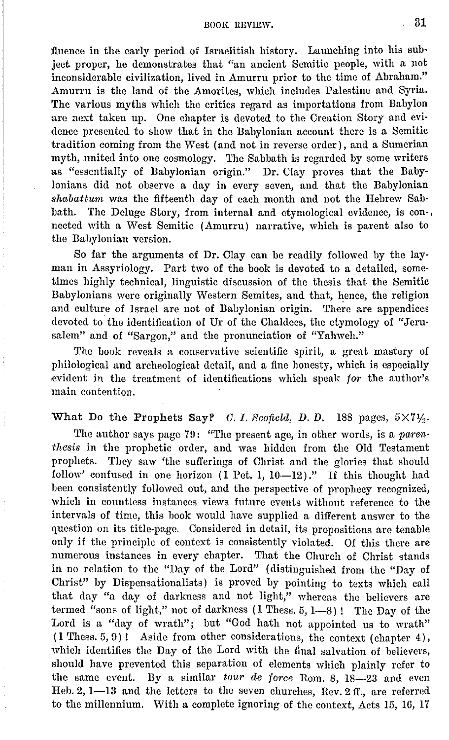fluence in the early period of Israelitish history. Launching into his subject proper, he demonstrates that "an ancient Semitic people, with a not inconsiderable civilization, lived in Amurru prior to the time of Abraham." Amurru is the land of the Amorites, which includes Palestine and Syria. The various myths which the critics regard as importations from Babylon are next taken up. One chapter is devoted to the Creation Story and evidence presented to show that in the Babylonian account there is a Semitic tradition coming from the West (and not in reverse order), and a Sumerian myth, united into one cosmology. The Sabbath is regarded by some writers as "essentially of Babylonian origin." Dr. Clay proves that the Babylonians did not observe a day in every seven, and that the Babylonian *shabattum* was the fifteenth day of each month and not the Hebrew Sabbath. The Deluge Story, from internal and etymological evidence, is connected with a West Semitic (Amurru) narrative, which is parent also to the Babylonian version.

So far the arguments of Dr. Clay can be readily followed by the layman in Assyriology. Part two of the book is devoted to a detailed, sometimes highly technical, linguistic discussion of the thesis that the Semitic Babylonians were originally Western Semites, and that, hence, the religion and culture of Israel are not of Babylonian origin. There are appendices devoted to the identification of Ur of the Chaldees, the etymology of "Jerusalem" and of "Sargon," and the pronunciation of "Yahweh."

The book reveals a conservative scientific spirit, a great mastery of philological and archeological detail, and a fine honesty, which is especially evident in the treatment of identifications which speak *for* the author's main contention.

**What Do the Prophets Say?** *C. I. Scofield, D. D.* 188 pages, 5×7½.

The author says page 79: "The present age, in other words, is a *parenthesis* in the prophetic order, and was hidden from the Old Testament prophets. They saw 'the sufferings of Christ and the glories that should follow' confused in one horizon (1 Pet. 1, 10—12)." If this thought had been consistently followed out, and the perspective of prophecy recognized, which in countless instances views future events without reference to the intervals of time, this book would have supplied a different answer to the question on its title-page. Considered in detail, its propositions are tenable only if the principle of context is consistently violated. Of this there are numerous instances in every chapter. That the Church of Christ stands in no relation to the "Day of the Lord" (distinguished from the "Day of Christ" by Dispensationalists) is proved by pointing to texts which call that day "a day of darkness and not light," whereas the believers are termed "sons of light," not of darkness (1 Thess. 5, 1—8)! The Day of the Lord is a "day of wrath"; but "God hath not appointed us to wrath" (1 Thess. 5, 9)! Aside from other considerations, the context (chapter 4), which identifies the Day of the Lord with the final salvation of believers, should have prevented this separation of elements which plainly refer to the same event. By a similar *tour de force* Rom. 8, 18—23 and even Heb. 2, 1—13 and the letters to the seven churches, Rev. 2 ff., are referred to the millennium. With a complete ignoring of the context, Acts 15, 16, 17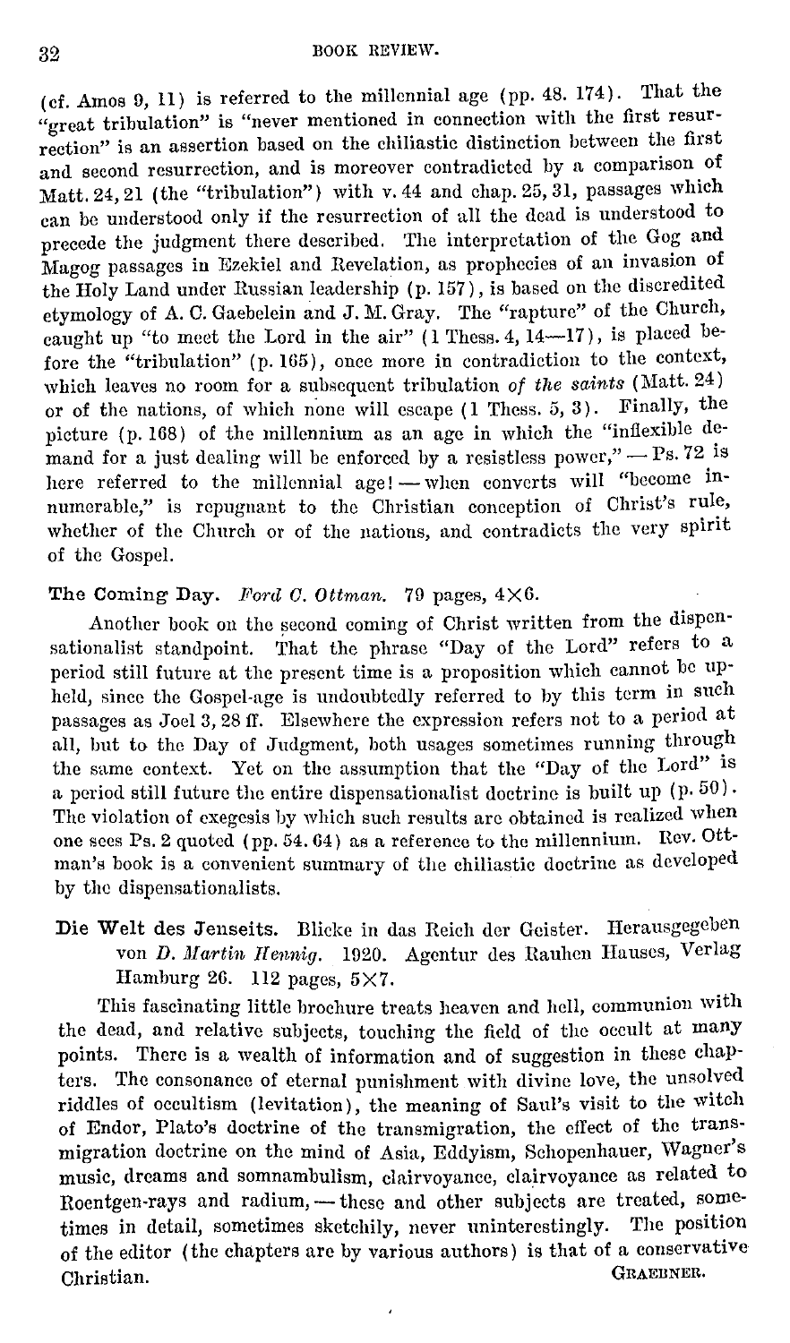(cf. Amos 9, 11) is referred to the millennial age (pp. 48. 174). That the "great tribulation" is "never mentioned in connection with the first resurrection" is an assertion based on the chiliastic distinction between the first and second resurrection, and is moreover contradicted by a comparison of Matt. 24, 21 (the "tribulation") with v. 44 and chap. 25, 31, passages which can be understood only if the resurrection of all the dead is understood to precede the judgment there described. The interpretation of the Gog and Magog passages in Ezekiel and Revelation, as prophecies of an invasion of the Holy Land under Russian leadership (p. 157), is based on the discredited etymology of A. C. Gaebelein and J. M. Gray. The "rapture" of the Church, caught up "to meet the Lord in the air" (1 Thess. 4, 14—17), is placed before the "tribulation" (p. 165), once more in contradiction to the context, which leaves no room for a subsequent tribulation *of the saints* (Matt. 24) or of the nations, of which none will escape (1 Thess. 5, 3). Finally, the picture (p. 168) of the millennium as an age in which the "inflexible demand for a just dealing will be enforced by a resistless power," — Ps. 72 is here referred to the millennial age! — when converts will "become innumerable," is repugnant to the Christian conception of Christ's rule, whether of the Church or of the nations, and contradicts the very spirit of the Gospel.

**The Coming Day.** *Ford C. Ottman.* 79 pages, 4×6.

Another book on the second coming of Christ written from the dispensationalist standpoint. That the phrase "Day of the Lord" refers to a period still future at the present time is a proposition which cannot be upheld, since the Gospel-age is undoubtedly referred to by this term in such passages as Joel 3, 28 ff. Elsewhere the expression refers not to a period at all, but to the Day of Judgment, both usages sometimes running through the same context. Yet on the assumption that the "Day of the Lord" is a period still future the entire dispensationalist doctrine is built up (p. 50). The violation of exegesis by which such results are obtained is realized when one sees Ps. 2 quoted (pp. 54. 64) as a reference to the millennium. Rev. Ottman's book is a convenient summary of the chiliastic doctrine as developed by the dispensationalists.

**Die Welt des Jenseits.** Blicke in das Reich der Geister. Herausgegeben von *D. Martin Hennig.* 1920. Agentur des Rauhen Hauses, Verlag Hamburg 26. 112 pages, 5×7.

This fascinating little brochure treats heaven and hell, communion with the dead, and relative subjects, touching the field of the occult at many points. There is a wealth of information and of suggestion in these chapters. The consonance of eternal punishment with divine love, the unsolved riddles of occultism (levitation), the meaning of Saul's visit to the witch of Endor, Plato's doctrine of the transmigration, the effect of the transmigration doctrine on the mind of Asia, Eddyism, Schopenhauer, Wagner's music, dreams and somnambulism, clairvoyance, clairvoyance as related to Roentgen-rays and radium, — these and other subjects are treated, sometimes in detail, sometimes sketchily, never uninterestingly. The position of the editor (the chapters are by various authors) is that of a conservative Christian.

GRAEBNER.